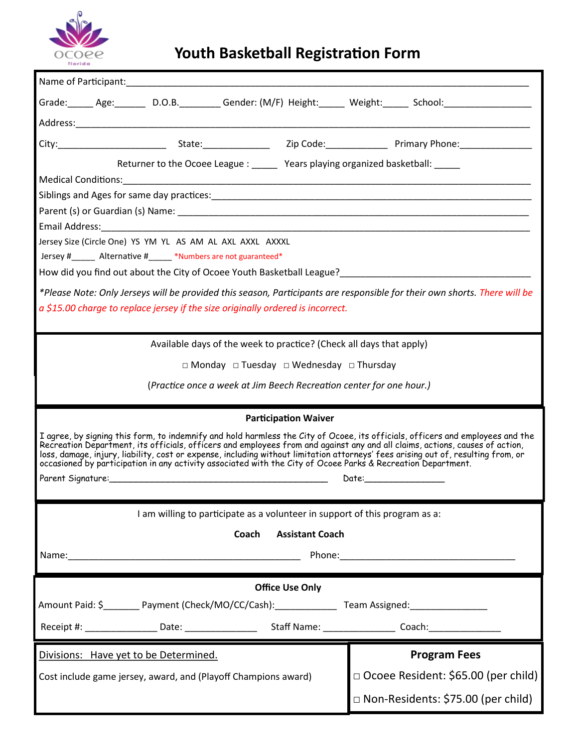ocoee florida

# Youth Basketball Registration Form

Name of Participant:_______________________________________________________________________________

Grade:_____ Age:______ D.O.B.________ Gender: (M/F) Height:_____ Weight:_____ School:_________________

Address:_______________________________________________________________________________________

City:_____________________ State:_____________ Zip Code:____________ Primary Phone:______________

Returner to the Ocoee League : _____ Years playing organized basketball: _____

Medical Conditions:_____________________________________________________________________________

Siblings and Ages for same day practices:_________________________________________________________

Parent (s) or Guardian (s) Name: _______________________________________________________________

Email Address:_________________________________________________________________________________

Jersey Size (Circle One) YS YM YL AS AM AL AXL AXXL AXXXL

Jersey #_____ Alternative #_____ *Numbers are not guaranteed*

How did you find out about the City of Ocoee Youth Basketball League?_____________________________________

*\*Please Note: Only Jerseys will be provided this season, Participants are responsible for their own shorts. There will be a $15.00 charge to replace jersey if the size originally ordered is incorrect.*

---

Available days of the week to practice? (Check all days that apply)

□ Monday □ Tuesday □ Wednesday □ Thursday

(*Practice once a week at Jim Beech Recreation center for one hour.*)

---

**Participation Waiver**

I agree, by signing this form, to indemnify and hold harmless the City of Ocoee, its officials, officers and employees and the Recreation Department, its officials, officers and employees from and against any and all claims, actions, causes of action, loss, damage, injury, liability, cost or expense, including without limitation attorneys' fees arising out of, resulting from, or occasioned by participation in any activity associated with the City of Ocoee Parks & Recreation Department.

Parent Signature:_____________________________________________ Date:________________

---

I am willing to participate as a volunteer in support of this program as a:

**Coach** **Assistant Coach**

Name:_______________________________________________ Phone:___________________________________

---

**Office Use Only**

Amount Paid: $_______ Payment (Check/MO/CC/Cash):____________ Team Assigned:_______________

Receipt #: ______________ Date: ______________ Staff Name: ______________ Coach:______________

---

Divisions: Have yet to be Determined.

Cost include game jersey, award, and (Playoff Champions award)

**Program Fees**

□ Ocoee Resident: $65.00 (per child)

□ Non-Residents: $75.00 (per child)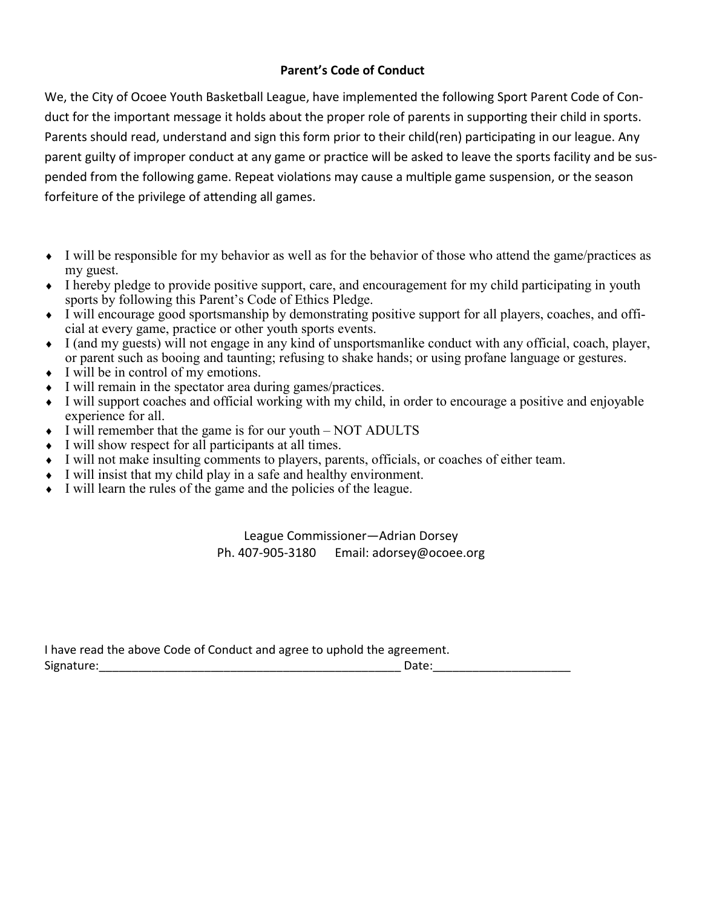**Parent's Code of Conduct**

We, the City of Ocoee Youth Basketball League, have implemented the following Sport Parent Code of Conduct for the important message it holds about the proper role of parents in supporting their child in sports. Parents should read, understand and sign this form prior to their child(ren) participating in our league. Any parent guilty of improper conduct at any game or practice will be asked to leave the sports facility and be suspended from the following game. Repeat violations may cause a multiple game suspension, or the season forfeiture of the privilege of attending all games.

- I will be responsible for my behavior as well as for the behavior of those who attend the game/practices as my guest.
- I hereby pledge to provide positive support, care, and encouragement for my child participating in youth sports by following this Parent's Code of Ethics Pledge.
- I will encourage good sportsmanship by demonstrating positive support for all players, coaches, and official at every game, practice or other youth sports events.
- I (and my guests) will not engage in any kind of unsportsmanlike conduct with any official, coach, player, or parent such as booing and taunting; refusing to shake hands; or using profane language or gestures.
- I will be in control of my emotions.
- I will remain in the spectator area during games/practices.
- I will support coaches and official working with my child, in order to encourage a positive and enjoyable experience for all.
- I will remember that the game is for our youth – NOT ADULTS
- I will show respect for all participants at all times.
- I will not make insulting comments to players, parents, officials, or coaches of either team.
- I will insist that my child play in a safe and healthy environment.
- I will learn the rules of the game and the policies of the league.

League Commissioner—Adrian Dorsey
Ph. 407-905-3180 Email: adorsey@ocoee.org

I have read the above Code of Conduct and agree to uphold the agreement.
Signature:_________________________________________________ Date:_____________________